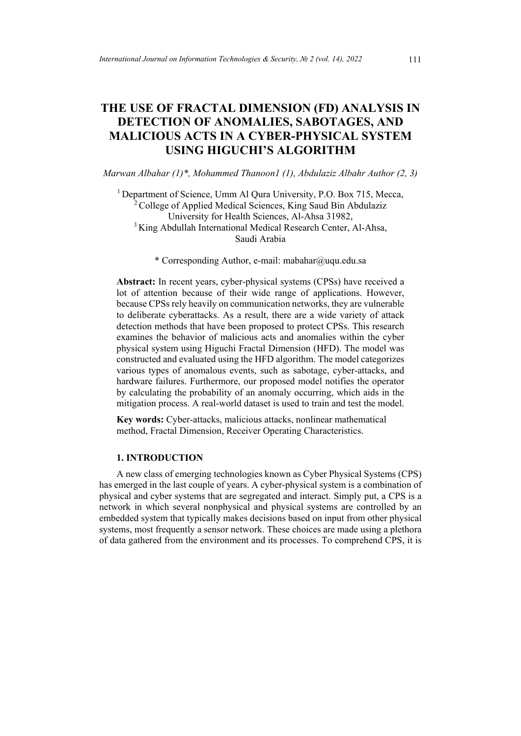# THE USE OF FRACTAL DIMENSION (FD) ANALYSIS IN DETECTION OF ANOMALIES, SABOTAGES, AND MALICIOUS ACTS IN A CYBER-PHYSICAL SYSTEM USING HIGUCHI'S ALGORITHM

*Marwan Albahar (1)\*, Mohammed Thanoon1 (1), Abdulaziz Albahr Author (2, 3)*

[1] Department of Science, Umm Al Qura University, P.O. Box 715, Mecca,
[2] College of Applied Medical Sciences, King Saud Bin Abdulaziz University for Health Sciences, Al-Ahsa 31982,
[3] King Abdullah International Medical Research Center, Al-Ahsa, Saudi Arabia

\* Corresponding Author, e-mail: mabahar@uqu.edu.sa

**Abstract:** In recent years, cyber-physical systems (CPSs) have received a lot of attention because of their wide range of applications. However, because CPSs rely heavily on communication networks, they are vulnerable to deliberate cyberattacks. As a result, there are a wide variety of attack detection methods that have been proposed to protect CPSs. This research examines the behavior of malicious acts and anomalies within the cyber physical system using Higuchi Fractal Dimension (HFD). The model was constructed and evaluated using the HFD algorithm. The model categorizes various types of anomalous events, such as sabotage, cyber-attacks, and hardware failures. Furthermore, our proposed model notifies the operator by calculating the probability of an anomaly occurring, which aids in the mitigation process. A real-world dataset is used to train and test the model.

**Key words:** Cyber-attacks, malicious attacks, nonlinear mathematical method, Fractal Dimension, Receiver Operating Characteristics.

## 1. INTRODUCTION

A new class of emerging technologies known as Cyber Physical Systems (CPS) has emerged in the last couple of years. A cyber-physical system is a combination of physical and cyber systems that are segregated and interact. Simply put, a CPS is a network in which several nonphysical and physical systems are controlled by an embedded system that typically makes decisions based on input from other physical systems, most frequently a sensor network. These choices are made using a plethora of data gathered from the environment and its processes. To comprehend CPS, it is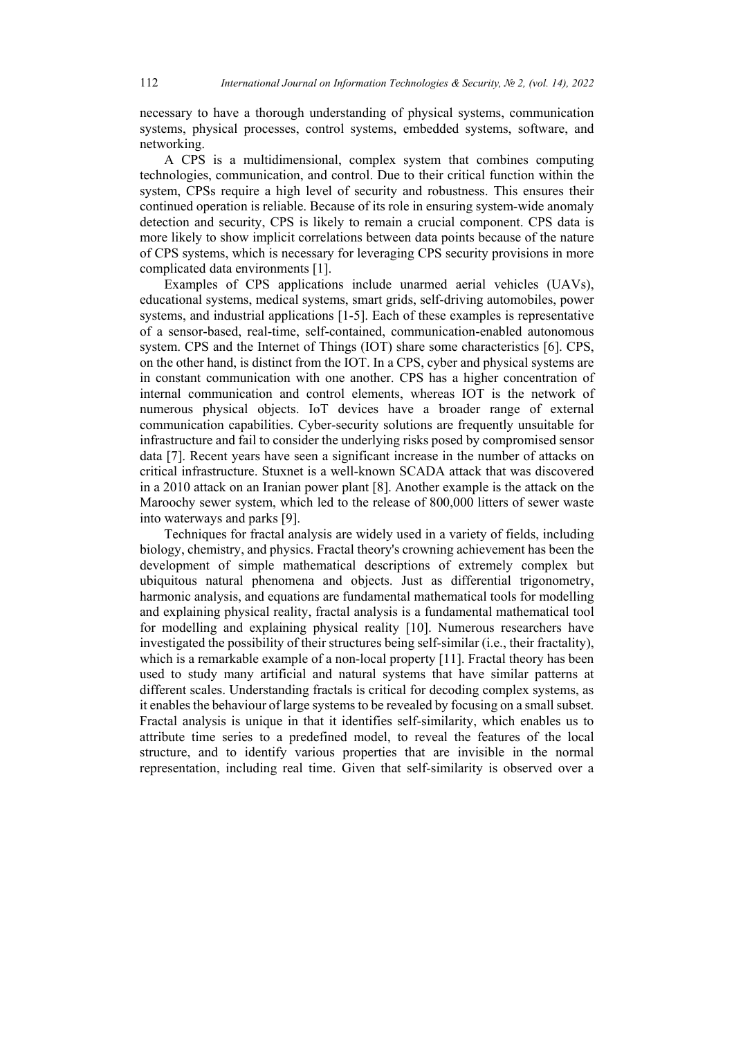necessary to have a thorough understanding of physical systems, communication systems, physical processes, control systems, embedded systems, software, and networking.

A CPS is a multidimensional, complex system that combines computing technologies, communication, and control. Due to their critical function within the system, CPSs require a high level of security and robustness. This ensures their continued operation is reliable. Because of its role in ensuring system-wide anomaly detection and security, CPS is likely to remain a crucial component. CPS data is more likely to show implicit correlations between data points because of the nature of CPS systems, which is necessary for leveraging CPS security provisions in more complicated data environments [1].

Examples of CPS applications include unarmed aerial vehicles (UAVs), educational systems, medical systems, smart grids, self-driving automobiles, power systems, and industrial applications [1-5]. Each of these examples is representative of a sensor-based, real-time, self-contained, communication-enabled autonomous system. CPS and the Internet of Things (IOT) share some characteristics [6]. CPS, on the other hand, is distinct from the IOT. In a CPS, cyber and physical systems are in constant communication with one another. CPS has a higher concentration of internal communication and control elements, whereas IOT is the network of numerous physical objects. IoT devices have a broader range of external communication capabilities. Cyber-security solutions are frequently unsuitable for infrastructure and fail to consider the underlying risks posed by compromised sensor data [7]. Recent years have seen a significant increase in the number of attacks on critical infrastructure. Stuxnet is a well-known SCADA attack that was discovered in a 2010 attack on an Iranian power plant [8]. Another example is the attack on the Maroochy sewer system, which led to the release of 800,000 litters of sewer waste into waterways and parks [9].

Techniques for fractal analysis are widely used in a variety of fields, including biology, chemistry, and physics. Fractal theory's crowning achievement has been the development of simple mathematical descriptions of extremely complex but ubiquitous natural phenomena and objects. Just as differential trigonometry, harmonic analysis, and equations are fundamental mathematical tools for modelling and explaining physical reality, fractal analysis is a fundamental mathematical tool for modelling and explaining physical reality [10]. Numerous researchers have investigated the possibility of their structures being self-similar (i.e., their fractality), which is a remarkable example of a non-local property [11]. Fractal theory has been used to study many artificial and natural systems that have similar patterns at different scales. Understanding fractals is critical for decoding complex systems, as it enables the behaviour of large systems to be revealed by focusing on a small subset. Fractal analysis is unique in that it identifies self-similarity, which enables us to attribute time series to a predefined model, to reveal the features of the local structure, and to identify various properties that are invisible in the normal representation, including real time. Given that self-similarity is observed over a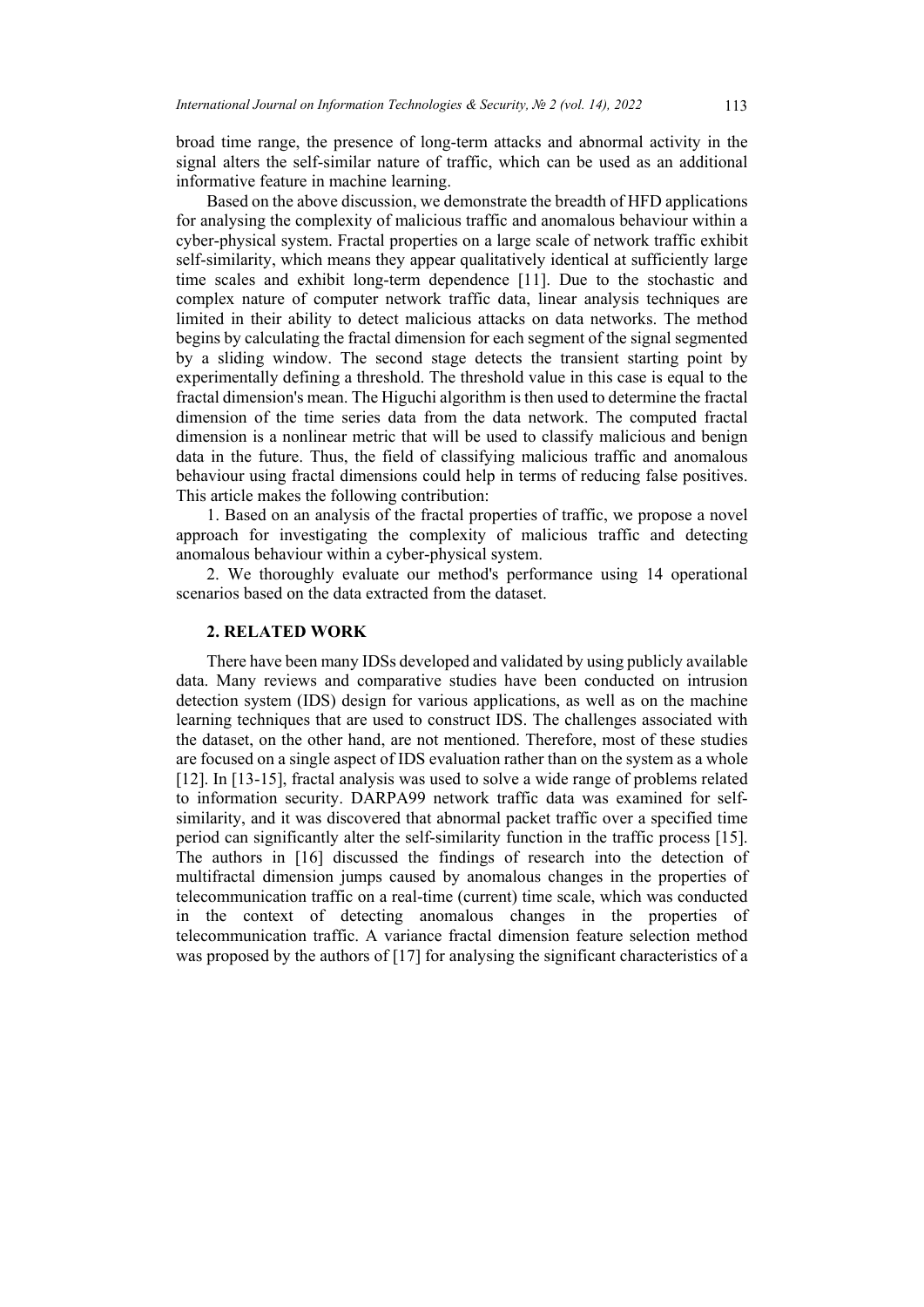broad time range, the presence of long-term attacks and abnormal activity in the signal alters the self-similar nature of traffic, which can be used as an additional informative feature in machine learning.

Based on the above discussion, we demonstrate the breadth of HFD applications for analysing the complexity of malicious traffic and anomalous behaviour within a cyber-physical system. Fractal properties on a large scale of network traffic exhibit self-similarity, which means they appear qualitatively identical at sufficiently large time scales and exhibit long-term dependence [11]. Due to the stochastic and complex nature of computer network traffic data, linear analysis techniques are limited in their ability to detect malicious attacks on data networks. The method begins by calculating the fractal dimension for each segment of the signal segmented by a sliding window. The second stage detects the transient starting point by experimentally defining a threshold. The threshold value in this case is equal to the fractal dimension's mean. The Higuchi algorithm is then used to determine the fractal dimension of the time series data from the data network. The computed fractal dimension is a nonlinear metric that will be used to classify malicious and benign data in the future. Thus, the field of classifying malicious traffic and anomalous behaviour using fractal dimensions could help in terms of reducing false positives. This article makes the following contribution:

1. Based on an analysis of the fractal properties of traffic, we propose a novel approach for investigating the complexity of malicious traffic and detecting anomalous behaviour within a cyber-physical system.

2. We thoroughly evaluate our method's performance using 14 operational scenarios based on the data extracted from the dataset.

## 2. RELATED WORK

There have been many IDSs developed and validated by using publicly available data. Many reviews and comparative studies have been conducted on intrusion detection system (IDS) design for various applications, as well as on the machine learning techniques that are used to construct IDS. The challenges associated with the dataset, on the other hand, are not mentioned. Therefore, most of these studies are focused on a single aspect of IDS evaluation rather than on the system as a whole [12]. In [13-15], fractal analysis was used to solve a wide range of problems related to information security. DARPA99 network traffic data was examined for self-similarity, and it was discovered that abnormal packet traffic over a specified time period can significantly alter the self-similarity function in the traffic process [15]. The authors in [16] discussed the findings of research into the detection of multifractal dimension jumps caused by anomalous changes in the properties of telecommunication traffic on a real-time (current) time scale, which was conducted in the context of detecting anomalous changes in the properties of telecommunication traffic. A variance fractal dimension feature selection method was proposed by the authors of [17] for analysing the significant characteristics of a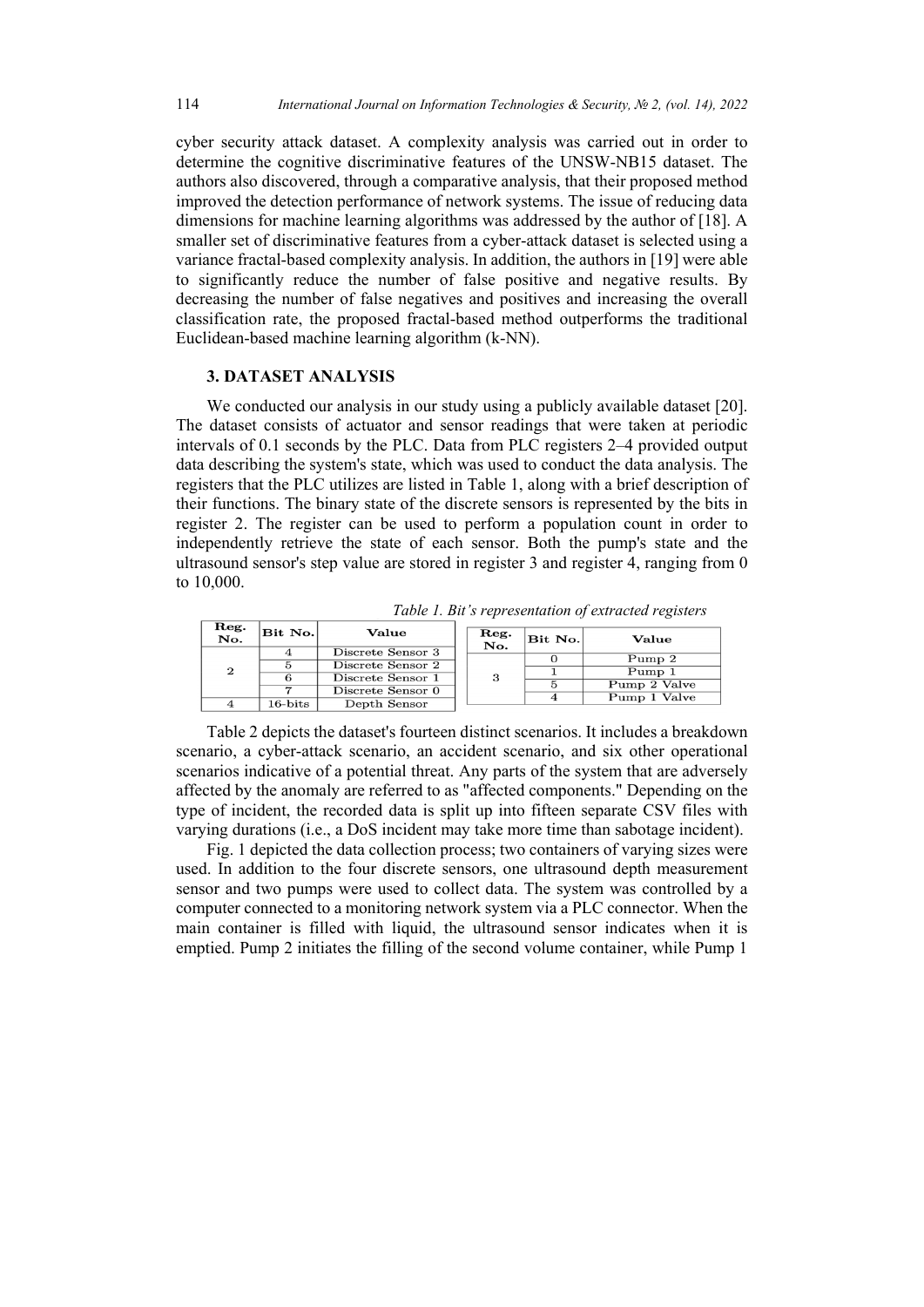cyber security attack dataset. A complexity analysis was carried out in order to determine the cognitive discriminative features of the UNSW-NB15 dataset. The authors also discovered, through a comparative analysis, that their proposed method improved the detection performance of network systems. The issue of reducing data dimensions for machine learning algorithms was addressed by the author of [18]. A smaller set of discriminative features from a cyber-attack dataset is selected using a variance fractal-based complexity analysis. In addition, the authors in [19] were able to significantly reduce the number of false positive and negative results. By decreasing the number of false negatives and positives and increasing the overall classification rate, the proposed fractal-based method outperforms the traditional Euclidean-based machine learning algorithm (k-NN).

## 3. DATASET ANALYSIS

We conducted our analysis in our study using a publicly available dataset [20]. The dataset consists of actuator and sensor readings that were taken at periodic intervals of 0.1 seconds by the PLC. Data from PLC registers 2–4 provided output data describing the system's state, which was used to conduct the data analysis. The registers that the PLC utilizes are listed in Table 1, along with a brief description of their functions. The binary state of the discrete sensors is represented by the bits in register 2. The register can be used to perform a population count in order to independently retrieve the state of each sensor. Both the pump's state and the ultrasound sensor's step value are stored in register 3 and register 4, ranging from 0 to 10,000.

*Table 1. Bit's representation of extracted registers*

| Reg. No. | Bit No. | Value |
|---|---|---|
| 2 | 4 | Discrete Sensor 3 |
| | 5 | Discrete Sensor 2 |
| | 6 | Discrete Sensor 1 |
| | 7 | Discrete Sensor 0 |
| 4 | 16-bits | Depth Sensor |

| Reg. No. | Bit No. | Value |
|---|---|---|
| 3 | 0 | Pump 2 |
| | 1 | Pump 1 |
| | 5 | Pump 2 Valve |
| | 4 | Pump 1 Valve |

Table 2 depicts the dataset's fourteen distinct scenarios. It includes a breakdown scenario, a cyber-attack scenario, an accident scenario, and six other operational scenarios indicative of a potential threat. Any parts of the system that are adversely affected by the anomaly are referred to as "affected components." Depending on the type of incident, the recorded data is split up into fifteen separate CSV files with varying durations (i.e., a DoS incident may take more time than sabotage incident).

Fig. 1 depicted the data collection process; two containers of varying sizes were used. In addition to the four discrete sensors, one ultrasound depth measurement sensor and two pumps were used to collect data. The system was controlled by a computer connected to a monitoring network system via a PLC connector. When the main container is filled with liquid, the ultrasound sensor indicates when it is emptied. Pump 2 initiates the filling of the second volume container, while Pump 1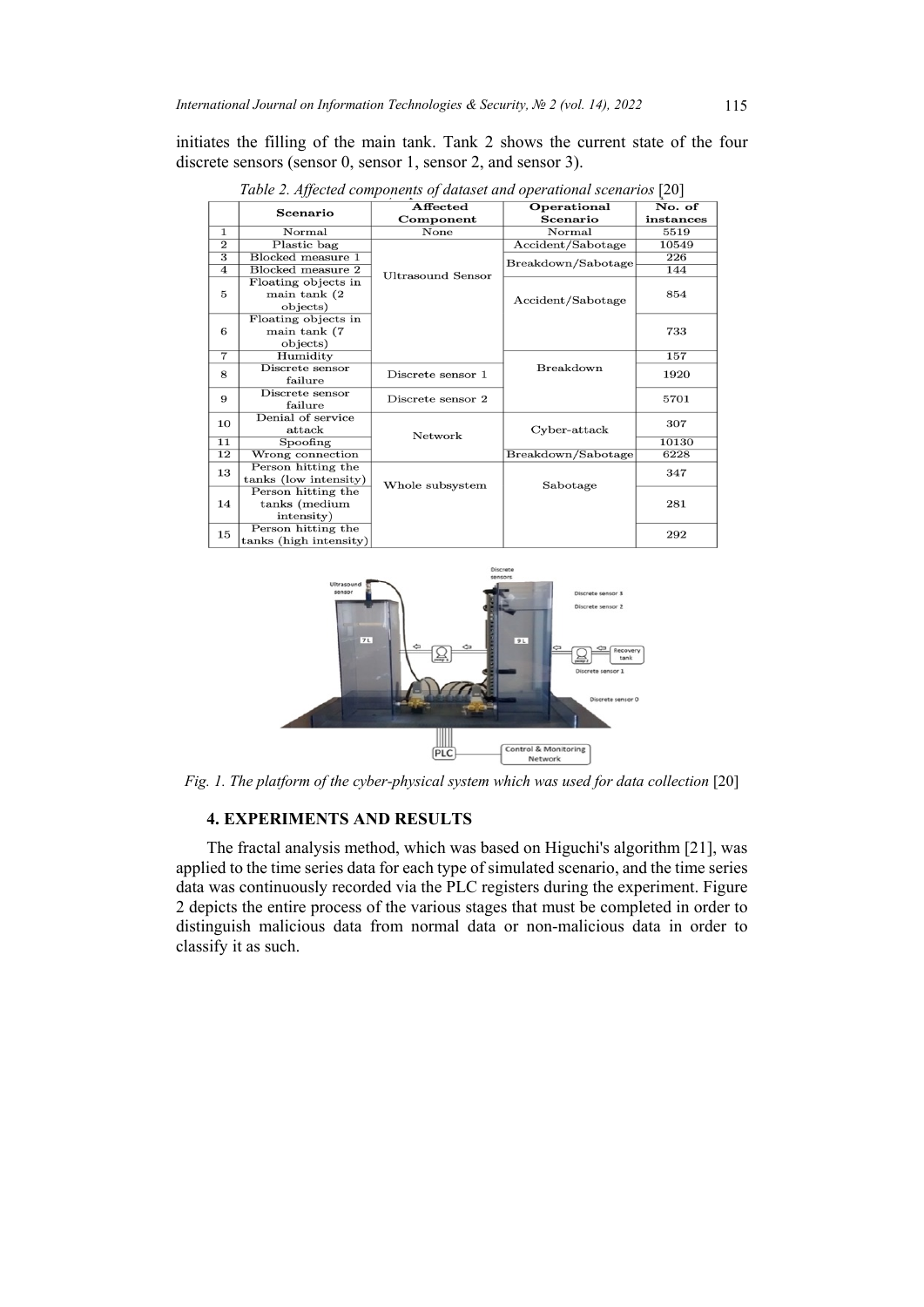initiates the filling of the main tank. Tank 2 shows the current state of the four discrete sensors (sensor 0, sensor 1, sensor 2, and sensor 3).

*Table 2. Affected components of dataset and operational scenarios* [20]

| | Scenario | Affected Component | Operational Scenario | No. of instances |
|---|---|---|---|---|
| 1 | Normal | None | Normal | 5519 |
| 2 | Plastic bag | Ultrasound Sensor | Accident/Sabotage | 10549 |
| 3 | Blocked measure 1 | | Breakdown/Sabotage | 226 |
| 4 | Blocked measure 2 | | | 144 |
| 5 | Floating objects in main tank (2 objects) | | Accident/Sabotage | 854 |
| 6 | Floating objects in main tank (7 objects) | | | 733 |
| 7 | Humidity | | Breakdown | 157 |
| 8 | Discrete sensor failure | Discrete sensor 1 | | 1920 |
| 9 | Discrete sensor failure | Discrete sensor 2 | | 5701 |
| 10 | Denial of service attack | Network | Cyber-attack | 307 |
| 11 | Spoofing | | | 10130 |
| 12 | Wrong connection | | Breakdown/Sabotage | 6228 |
| 13 | Person hitting the tanks (low intensity) | Whole subsystem | Sabotage | 347 |
| 14 | Person hitting the tanks (medium intensity) | | | 281 |
| 15 | Person hitting the tanks (high intensity) | | | 292 |

*Fig. 1. The platform of the cyber-physical system which was used for data collection* [20]

## 4. EXPERIMENTS AND RESULTS

The fractal analysis method, which was based on Higuchi's algorithm [21], was applied to the time series data for each type of simulated scenario, and the time series data was continuously recorded via the PLC registers during the experiment. Figure 2 depicts the entire process of the various stages that must be completed in order to distinguish malicious data from normal data or non-malicious data in order to classify it as such.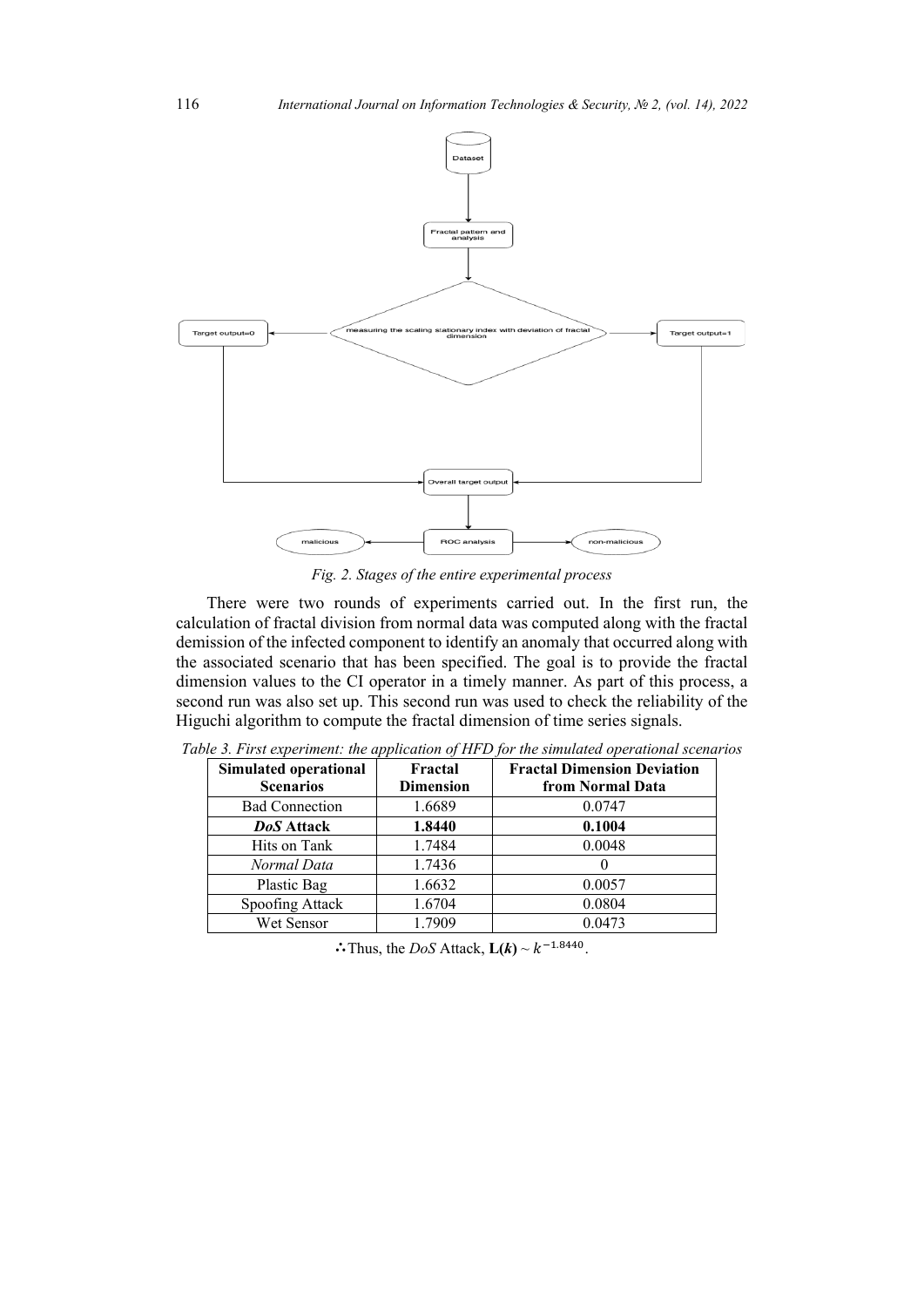Fig. 2. Stages of the entire experimental process

There were two rounds of experiments carried out. In the first run, the calculation of fractal division from normal data was computed along with the fractal demission of the infected component to identify an anomaly that occurred along with the associated scenario that has been specified. The goal is to provide the fractal dimension values to the CI operator in a timely manner. As part of this process, a second run was also set up. This second run was used to check the reliability of the Higuchi algorithm to compute the fractal dimension of time series signals.

*Table 3. First experiment: the application of HFD for the simulated operational scenarios*

| Simulated operational Scenarios | Fractal Dimension | Fractal Dimension Deviation from Normal Data |
|---|---|---|
| Bad Connection | 1.6689 | 0.0747 |
| ***DoS* Attack** | **1.8440** | **0.1004** |
| Hits on Tank | 1.7484 | 0.0048 |
| *Normal Data* | 1.7436 | 0 |
| Plastic Bag | 1.6632 | 0.0057 |
| Spoofing Attack | 1.6704 | 0.0804 |
| Wet Sensor | 1.7909 | 0.0473 |

∴Thus, the *DoS* Attack, $\mathbf{L}(\boldsymbol{k}) \sim k^{-1.8440}$.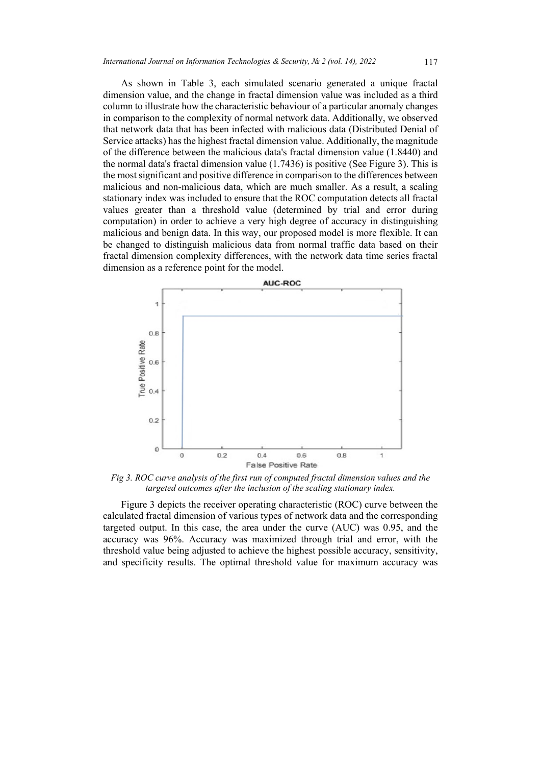As shown in Table 3, each simulated scenario generated a unique fractal dimension value, and the change in fractal dimension value was included as a third column to illustrate how the characteristic behaviour of a particular anomaly changes in comparison to the complexity of normal network data. Additionally, we observed that network data that has been infected with malicious data (Distributed Denial of Service attacks) has the highest fractal dimension value. Additionally, the magnitude of the difference between the malicious data's fractal dimension value (1.8440) and the normal data's fractal dimension value (1.7436) is positive (See Figure 3). This is the most significant and positive difference in comparison to the differences between malicious and non-malicious data, which are much smaller. As a result, a scaling stationary index was included to ensure that the ROC computation detects all fractal values greater than a threshold value (determined by trial and error during computation) in order to achieve a very high degree of accuracy in distinguishing malicious and benign data. In this way, our proposed model is more flexible. It can be changed to distinguish malicious data from normal traffic data based on their fractal dimension complexity differences, with the network data time series fractal dimension as a reference point for the model.

*Fig 3. ROC curve analysis of the first run of computed fractal dimension values and the targeted outcomes after the inclusion of the scaling stationary index.*

Figure 3 depicts the receiver operating characteristic (ROC) curve between the calculated fractal dimension of various types of network data and the corresponding targeted output. In this case, the area under the curve (AUC) was 0.95, and the accuracy was 96%. Accuracy was maximized through trial and error, with the threshold value being adjusted to achieve the highest possible accuracy, sensitivity, and specificity results. The optimal threshold value for maximum accuracy was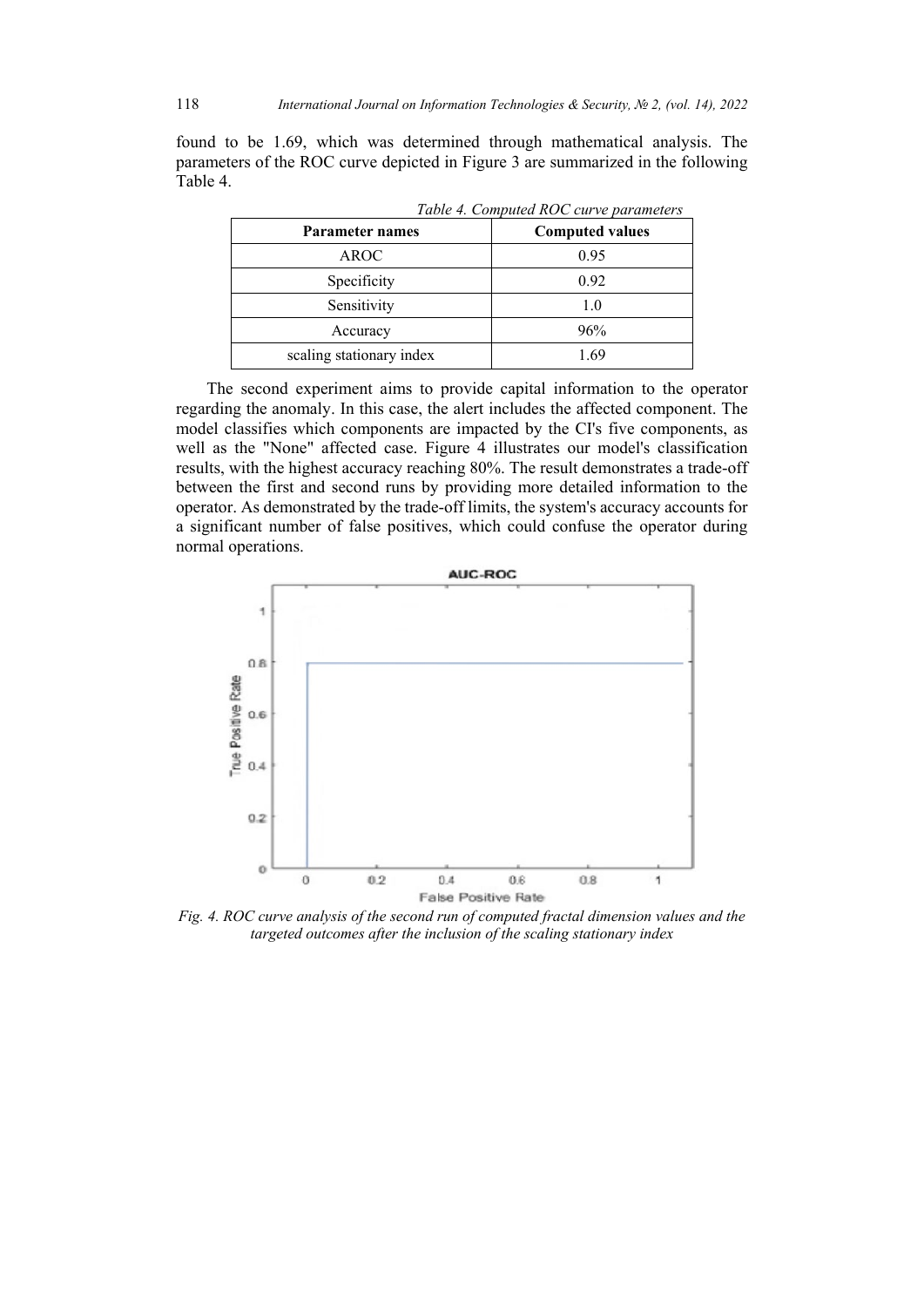found to be 1.69, which was determined through mathematical analysis. The parameters of the ROC curve depicted in Figure 3 are summarized in the following Table 4.

*Table 4. Computed ROC curve parameters*

| Parameter names | Computed values |
|---|---|
| AROC | 0.95 |
| Specificity | 0.92 |
| Sensitivity | 1.0 |
| Accuracy | 96% |
| scaling stationary index | 1.69 |

The second experiment aims to provide capital information to the operator regarding the anomaly. In this case, the alert includes the affected component. The model classifies which components are impacted by the CI's five components, as well as the "None" affected case. Figure 4 illustrates our model's classification results, with the highest accuracy reaching 80%. The result demonstrates a trade-off between the first and second runs by providing more detailed information to the operator. As demonstrated by the trade-off limits, the system's accuracy accounts for a significant number of false positives, which could confuse the operator during normal operations.

*Fig. 4. ROC curve analysis of the second run of computed fractal dimension values and the targeted outcomes after the inclusion of the scaling stationary index*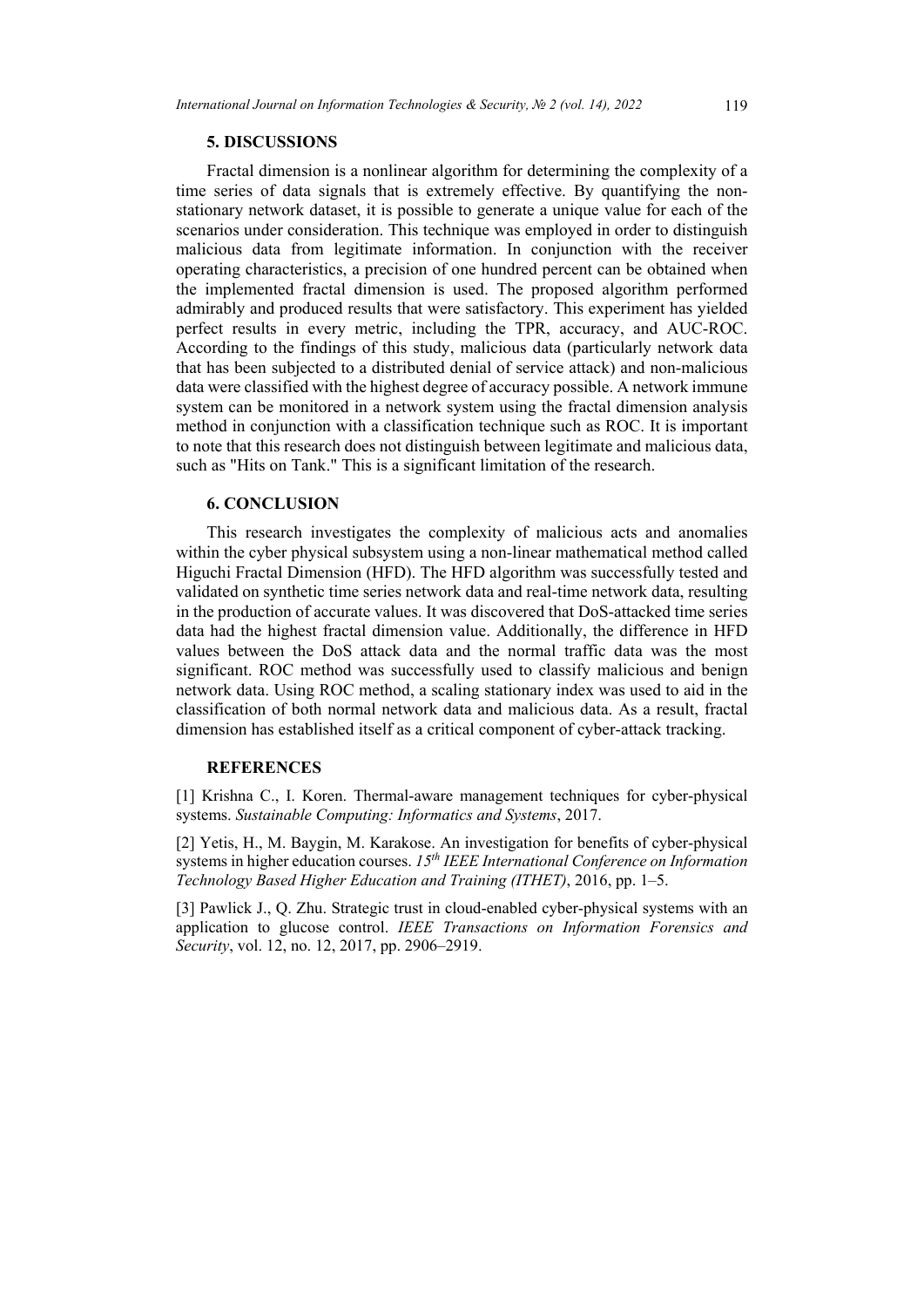## 5. DISCUSSIONS

Fractal dimension is a nonlinear algorithm for determining the complexity of a time series of data signals that is extremely effective. By quantifying the non-stationary network dataset, it is possible to generate a unique value for each of the scenarios under consideration. This technique was employed in order to distinguish malicious data from legitimate information. In conjunction with the receiver operating characteristics, a precision of one hundred percent can be obtained when the implemented fractal dimension is used. The proposed algorithm performed admirably and produced results that were satisfactory. This experiment has yielded perfect results in every metric, including the TPR, accuracy, and AUC-ROC. According to the findings of this study, malicious data (particularly network data that has been subjected to a distributed denial of service attack) and non-malicious data were classified with the highest degree of accuracy possible. A network immune system can be monitored in a network system using the fractal dimension analysis method in conjunction with a classification technique such as ROC. It is important to note that this research does not distinguish between legitimate and malicious data, such as "Hits on Tank." This is a significant limitation of the research.

## 6. CONCLUSION

This research investigates the complexity of malicious acts and anomalies within the cyber physical subsystem using a non-linear mathematical method called Higuchi Fractal Dimension (HFD). The HFD algorithm was successfully tested and validated on synthetic time series network data and real-time network data, resulting in the production of accurate values. It was discovered that DoS-attacked time series data had the highest fractal dimension value. Additionally, the difference in HFD values between the DoS attack data and the normal traffic data was the most significant. ROC method was successfully used to classify malicious and benign network data. Using ROC method, a scaling stationary index was used to aid in the classification of both normal network data and malicious data. As a result, fractal dimension has established itself as a critical component of cyber-attack tracking.

## REFERENCES

[1] Krishna C., I. Koren. Thermal-aware management techniques for cyber-physical systems. *Sustainable Computing: Informatics and Systems*, 2017.

[2] Yetis, H., M. Baygin, M. Karakose. An investigation for benefits of cyber-physical systems in higher education courses. *15th IEEE International Conference on Information Technology Based Higher Education and Training (ITHET)*, 2016, pp. 1–5.

[3] Pawlick J., Q. Zhu. Strategic trust in cloud-enabled cyber-physical systems with an application to glucose control. *IEEE Transactions on Information Forensics and Security*, vol. 12, no. 12, 2017, pp. 2906–2919.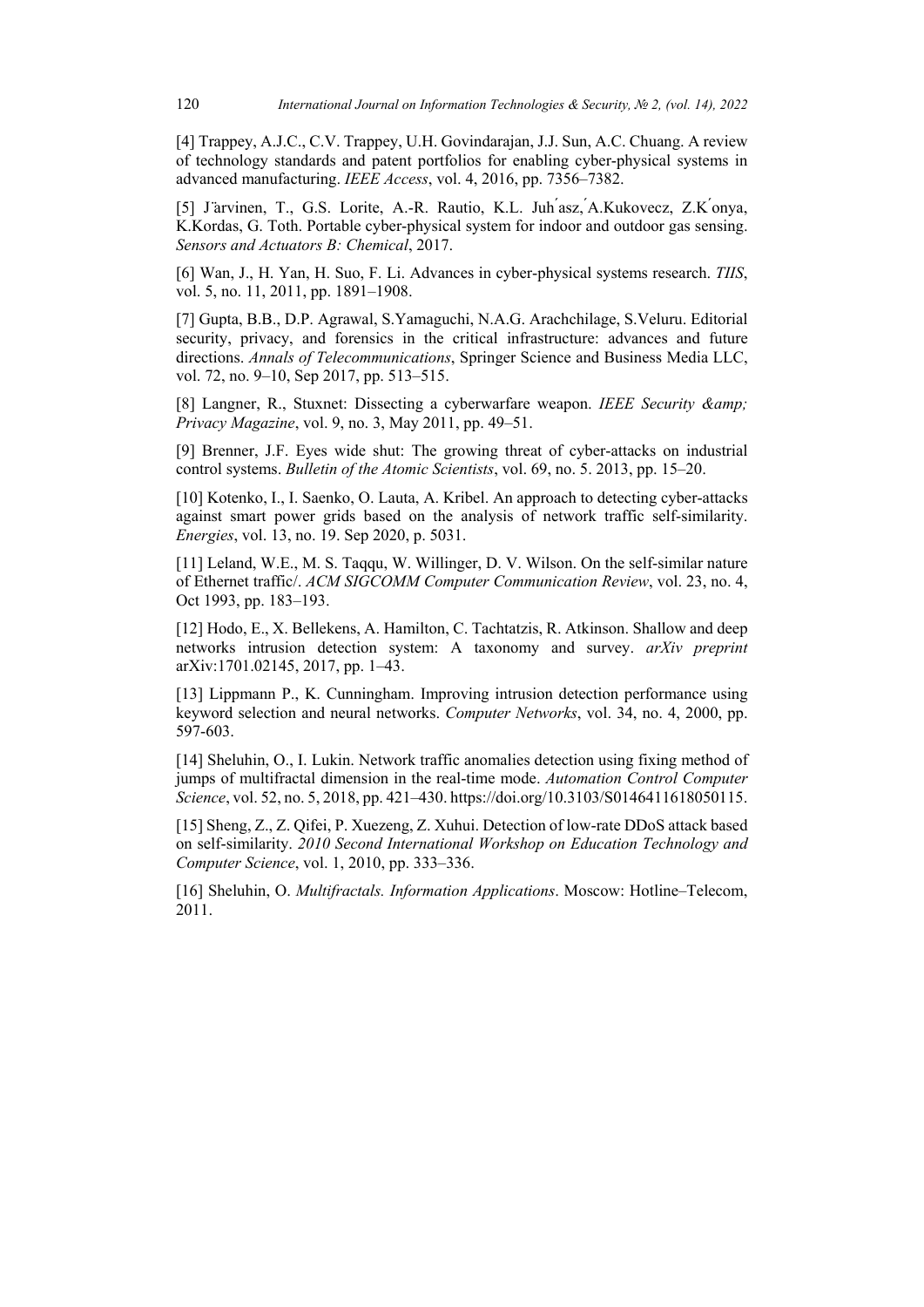[4] Trappey, A.J.C., C.V. Trappey, U.H. Govindarajan, J.J. Sun, A.C. Chuang. A review of technology standards and patent portfolios for enabling cyber-physical systems in advanced manufacturing. *IEEE Access*, vol. 4, 2016, pp. 7356–7382.

[5] J¨arvinen, T., G.S. Lorite, A.-R. Rautio, K.L. Juh´asz,´A.Kukovecz, Z.K´onya, K.Kordas, G. Toth. Portable cyber-physical system for indoor and outdoor gas sensing. *Sensors and Actuators B: Chemical*, 2017.

[6] Wan, J., H. Yan, H. Suo, F. Li. Advances in cyber-physical systems research. *TIIS*, vol. 5, no. 11, 2011, pp. 1891–1908.

[7] Gupta, B.B., D.P. Agrawal, S.Yamaguchi, N.A.G. Arachchilage, S.Veluru. Editorial security, privacy, and forensics in the critical infrastructure: advances and future directions. *Annals of Telecommunications*, Springer Science and Business Media LLC, vol. 72, no. 9–10, Sep 2017, pp. 513–515.

[8] Langner, R., Stuxnet: Dissecting a cyberwarfare weapon. *IEEE Security &amp; Privacy Magazine*, vol. 9, no. 3, May 2011, pp. 49–51.

[9] Brenner, J.F. Eyes wide shut: The growing threat of cyber-attacks on industrial control systems. *Bulletin of the Atomic Scientists*, vol. 69, no. 5. 2013, pp. 15–20.

[10] Kotenko, I., I. Saenko, O. Lauta, A. Kribel. An approach to detecting cyber-attacks against smart power grids based on the analysis of network traffic self-similarity. *Energies*, vol. 13, no. 19. Sep 2020, p. 5031.

[11] Leland, W.E., M. S. Taqqu, W. Willinger, D. V. Wilson. On the self-similar nature of Ethernet traffic/. *ACM SIGCOMM Computer Communication Review*, vol. 23, no. 4, Oct 1993, pp. 183–193.

[12] Hodo, E., X. Bellekens, A. Hamilton, C. Tachtatzis, R. Atkinson. Shallow and deep networks intrusion detection system: A taxonomy and survey. *arXiv preprint* arXiv:1701.02145, 2017, pp. 1–43.

[13] Lippmann P., K. Cunningham. Improving intrusion detection performance using keyword selection and neural networks. *Computer Networks*, vol. 34, no. 4, 2000, pp. 597-603.

[14] Sheluhin, O., I. Lukin. Network traffic anomalies detection using fixing method of jumps of multifractal dimension in the real-time mode. *Automation Control Computer Science*, vol. 52, no. 5, 2018, pp. 421–430. https://doi.org/10.3103/S0146411618050115.

[15] Sheng, Z., Z. Qifei, P. Xuezeng, Z. Xuhui. Detection of low-rate DDoS attack based on self-similarity. *2010 Second International Workshop on Education Technology and Computer Science*, vol. 1, 2010, pp. 333–336.

[16] Sheluhin, O. *Multifractals. Information Applications*. Moscow: Hotline–Telecom, 2011.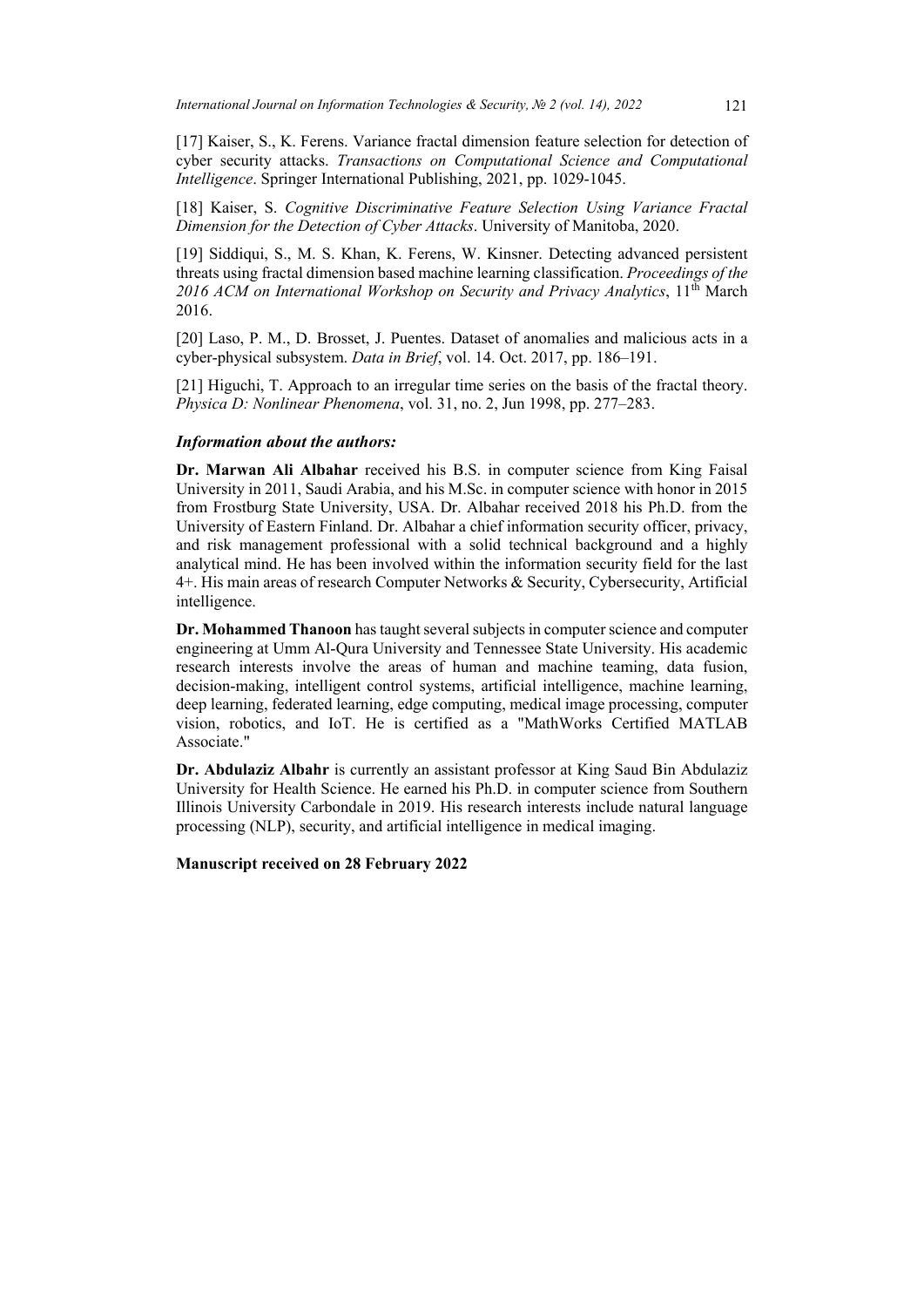[17] Kaiser, S., K. Ferens. Variance fractal dimension feature selection for detection of cyber security attacks. *Transactions on Computational Science and Computational Intelligence*. Springer International Publishing, 2021, pp. 1029-1045.

[18] Kaiser, S. *Cognitive Discriminative Feature Selection Using Variance Fractal Dimension for the Detection of Cyber Attacks*. University of Manitoba, 2020.

[19] Siddiqui, S., M. S. Khan, K. Ferens, W. Kinsner. Detecting advanced persistent threats using fractal dimension based machine learning classification. *Proceedings of the 2016 ACM on International Workshop on Security and Privacy Analytics*, 11th March 2016.

[20] Laso, P. M., D. Brosset, J. Puentes. Dataset of anomalies and malicious acts in a cyber-physical subsystem. *Data in Brief*, vol. 14. Oct. 2017, pp. 186–191.

[21] Higuchi, T. Approach to an irregular time series on the basis of the fractal theory. *Physica D: Nonlinear Phenomena*, vol. 31, no. 2, Jun 1998, pp. 277–283.

### *Information about the authors:*

**Dr. Marwan Ali Albahar** received his B.S. in computer science from King Faisal University in 2011, Saudi Arabia, and his M.Sc. in computer science with honor in 2015 from Frostburg State University, USA. Dr. Albahar received 2018 his Ph.D. from the University of Eastern Finland. Dr. Albahar a chief information security officer, privacy, and risk management professional with a solid technical background and a highly analytical mind. He has been involved within the information security field for the last 4+. His main areas of research Computer Networks & Security, Cybersecurity, Artificial intelligence.

**Dr. Mohammed Thanoon** has taught several subjects in computer science and computer engineering at Umm Al-Qura University and Tennessee State University. His academic research interests involve the areas of human and machine teaming, data fusion, decision-making, intelligent control systems, artificial intelligence, machine learning, deep learning, federated learning, edge computing, medical image processing, computer vision, robotics, and IoT. He is certified as a "MathWorks Certified MATLAB Associate."

**Dr. Abdulaziz Albahr** is currently an assistant professor at King Saud Bin Abdulaziz University for Health Science. He earned his Ph.D. in computer science from Southern Illinois University Carbondale in 2019. His research interests include natural language processing (NLP), security, and artificial intelligence in medical imaging.

**Manuscript received on 28 February 2022**